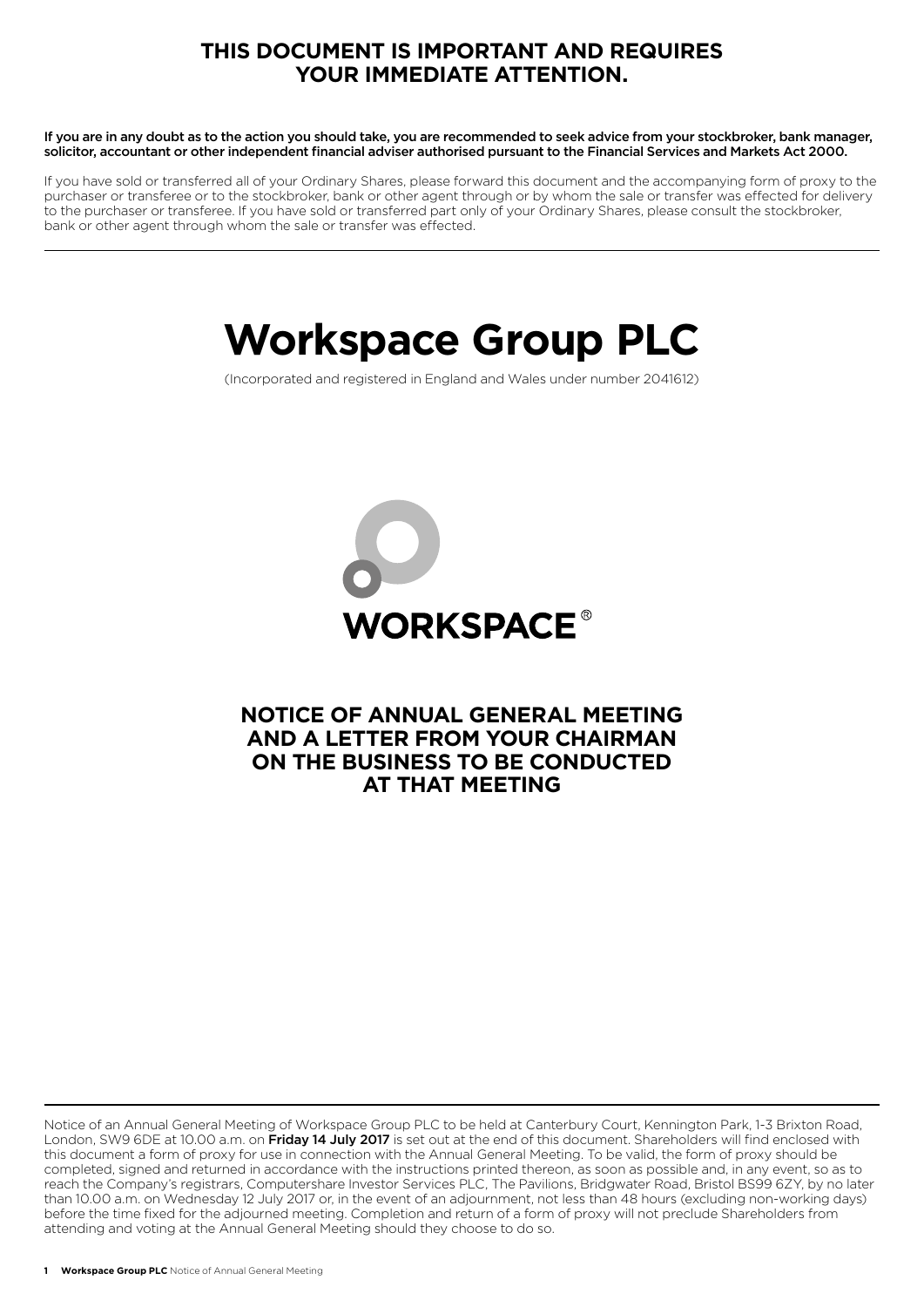**THIS DOCUMENT IS IMPORTANT AND REQUIRES YOUR IMMEDIATE ATTENTION.**

**If you are in any doubt as to the action you should take, you are recommended to seek advice from your stockbroker, bank manager, solicitor, accountant or other independent financial adviser authorised pursuant to the Financial Services and Markets Act 2000.**

If you have sold or transferred all of your Ordinary Shares, please forward this document and the accompanying form of proxy to the purchaser or transferee or to the stockbroker, bank or other agent through or by whom the sale or transfer was effected for delivery to the purchaser or transferee. If you have sold or transferred part only of your Ordinary Shares, please consult the stockbroker, bank or other agent through whom the sale or transfer was effected.

# Workspace Group PLC

(Incorporated and registered in England and Wales under number 2041612)

WORKSPACE®

## NOTICE OF ANNUAL GENERAL MEETING AND A LETTER FROM YOUR CHAIRMAN ON THE BUSINESS TO BE CONDUCTED AT THAT MEETING

Notice of an Annual General Meeting of Workspace Group PLC to be held at Canterbury Court, Kennington Park, 1-3 Brixton Road, London, SW9 6DE at 10.00 a.m. on **Friday 14 July 2017** is set out at the end of this document. Shareholders will find enclosed with this document a form of proxy for use in connection with the Annual General Meeting. To be valid, the form of proxy should be completed, signed and returned in accordance with the instructions printed thereon, as soon as possible and, in any event, so as to reach the Company's registrars, Computershare Investor Services PLC, The Pavilions, Bridgwater Road, Bristol BS99 6ZY, by no later than 10.00 a.m. on Wednesday 12 July 2017 or, in the event of an adjournment, not less than 48 hours (excluding non-working days) before the time fixed for the adjourned meeting. Completion and return of a form of proxy will not preclude Shareholders from attending and voting at the Annual General Meeting should they choose to do so.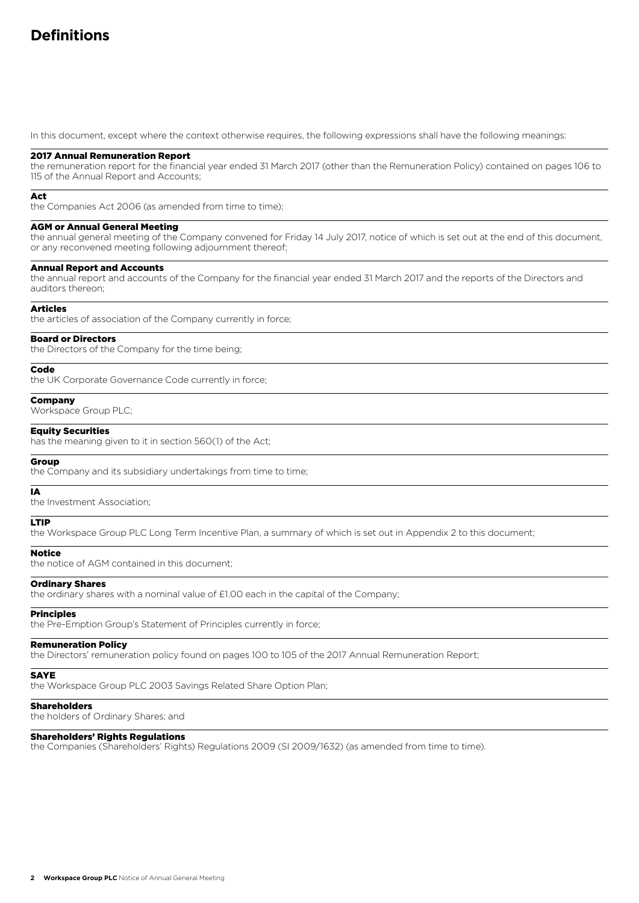# Definitions

In this document, except where the context otherwise requires, the following expressions shall have the following meanings:

**2017 Annual Remuneration Report**
the remuneration report for the financial year ended 31 March 2017 (other than the Remuneration Policy) contained on pages 106 to 115 of the Annual Report and Accounts;

**Act**
the Companies Act 2006 (as amended from time to time);

**AGM or Annual General Meeting**
the annual general meeting of the Company convened for Friday 14 July 2017, notice of which is set out at the end of this document, or any reconvened meeting following adjournment thereof;

**Annual Report and Accounts**
the annual report and accounts of the Company for the financial year ended 31 March 2017 and the reports of the Directors and auditors thereon;

**Articles**
the articles of association of the Company currently in force;

**Board or Directors**
the Directors of the Company for the time being;

**Code**
the UK Corporate Governance Code currently in force;

**Company**
Workspace Group PLC;

**Equity Securities**
has the meaning given to it in section 560(1) of the Act;

**Group**
the Company and its subsidiary undertakings from time to time;

**IA**
the Investment Association;

**LTIP**
the Workspace Group PLC Long Term Incentive Plan, a summary of which is set out in Appendix 2 to this document;

**Notice**
the notice of AGM contained in this document;

**Ordinary Shares**
the ordinary shares with a nominal value of £1.00 each in the capital of the Company;

**Principles**
the Pre-Emption Group's Statement of Principles currently in force;

**Remuneration Policy**
the Directors' remuneration policy found on pages 100 to 105 of the 2017 Annual Remuneration Report;

**SAYE**
the Workspace Group PLC 2003 Savings Related Share Option Plan;

**Shareholders**
the holders of Ordinary Shares; and

**Shareholders' Rights Regulations**
the Companies (Shareholders' Rights) Regulations 2009 (SI 2009/1632) (as amended from time to time).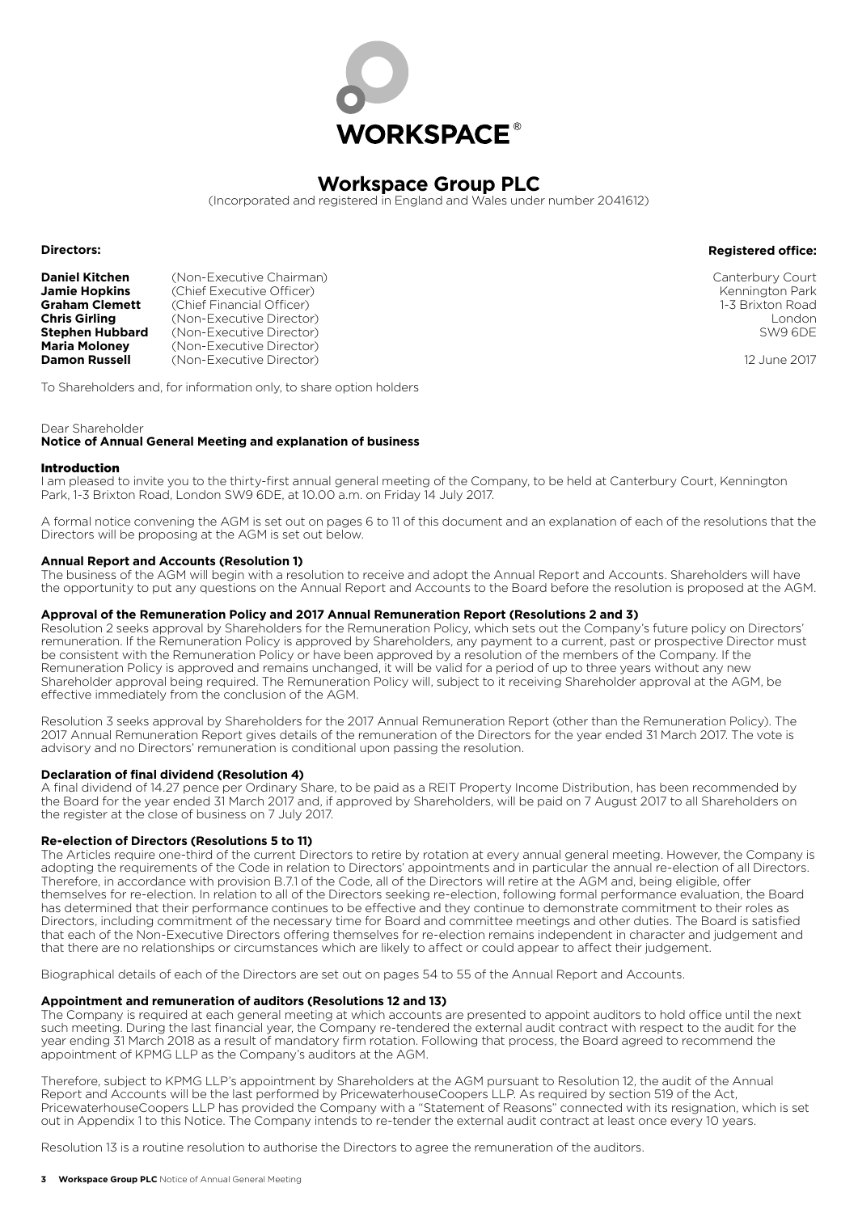WORKSPACE®

# Workspace Group PLC

(Incorporated and registered in England and Wales under number 2041612)

**Directors:**

**Daniel Kitchen** (Non-Executive Chairman)
**Jamie Hopkins** (Chief Executive Officer)
**Graham Clemett** (Chief Financial Officer)
**Chris Girling** (Non-Executive Director)
**Stephen Hubbard** (Non-Executive Director)
**Maria Moloney** (Non-Executive Director)
**Damon Russell** (Non-Executive Director)

**Registered office:**

Canterbury Court
Kennington Park
1-3 Brixton Road
London
SW9 6DE

12 June 2017

To Shareholders and, for information only, to share option holders

Dear Shareholder

**Notice of Annual General Meeting and explanation of business**

## Introduction

I am pleased to invite you to the thirty-first annual general meeting of the Company, to be held at Canterbury Court, Kennington Park, 1-3 Brixton Road, London SW9 6DE, at 10.00 a.m. on Friday 14 July 2017.

A formal notice convening the AGM is set out on pages 6 to 11 of this document and an explanation of each of the resolutions that the Directors will be proposing at the AGM is set out below.

### Annual Report and Accounts (Resolution 1)

The business of the AGM will begin with a resolution to receive and adopt the Annual Report and Accounts. Shareholders will have the opportunity to put any questions on the Annual Report and Accounts to the Board before the resolution is proposed at the AGM.

### Approval of the Remuneration Policy and 2017 Annual Remuneration Report (Resolutions 2 and 3)

Resolution 2 seeks approval by Shareholders for the Remuneration Policy, which sets out the Company's future policy on Directors' remuneration. If the Remuneration Policy is approved by Shareholders, any payment to a current, past or prospective Director must be consistent with the Remuneration Policy or have been approved by a resolution of the members of the Company. If the Remuneration Policy is approved and remains unchanged, it will be valid for a period of up to three years without any new Shareholder approval being required. The Remuneration Policy will, subject to it receiving Shareholder approval at the AGM, be effective immediately from the conclusion of the AGM.

Resolution 3 seeks approval by Shareholders for the 2017 Annual Remuneration Report (other than the Remuneration Policy). The 2017 Annual Remuneration Report gives details of the remuneration of the Directors for the year ended 31 March 2017. The vote is advisory and no Directors' remuneration is conditional upon passing the resolution.

### Declaration of final dividend (Resolution 4)

A final dividend of 14.27 pence per Ordinary Share, to be paid as a REIT Property Income Distribution, has been recommended by the Board for the year ended 31 March 2017 and, if approved by Shareholders, will be paid on 7 August 2017 to all Shareholders on the register at the close of business on 7 July 2017.

### Re-election of Directors (Resolutions 5 to 11)

The Articles require one-third of the current Directors to retire by rotation at every annual general meeting. However, the Company is adopting the requirements of the Code in relation to Directors' appointments and in particular the annual re-election of all Directors. Therefore, in accordance with provision B.7.1 of the Code, all of the Directors will retire at the AGM and, being eligible, offer themselves for re-election. In relation to all of the Directors seeking re-election, following formal performance evaluation, the Board has determined that their performance continues to be effective and they continue to demonstrate commitment to their roles as Directors, including commitment of the necessary time for Board and committee meetings and other duties. The Board is satisfied that each of the Non-Executive Directors offering themselves for re-election remains independent in character and judgement and that there are no relationships or circumstances which are likely to affect or could appear to affect their judgement.

Biographical details of each of the Directors are set out on pages 54 to 55 of the Annual Report and Accounts.

### Appointment and remuneration of auditors (Resolutions 12 and 13)

The Company is required at each general meeting at which accounts are presented to appoint auditors to hold office until the next such meeting. During the last financial year, the Company re-tendered the external audit contract with respect to the audit for the year ending 31 March 2018 as a result of mandatory firm rotation. Following that process, the Board agreed to recommend the appointment of KPMG LLP as the Company's auditors at the AGM.

Therefore, subject to KPMG LLP's appointment by Shareholders at the AGM pursuant to Resolution 12, the audit of the Annual Report and Accounts will be the last performed by PricewaterhouseCoopers LLP. As required by section 519 of the Act, PricewaterhouseCoopers LLP has provided the Company with a "Statement of Reasons" connected with its resignation, which is set out in Appendix 1 to this Notice. The Company intends to re-tender the external audit contract at least once every 10 years.

Resolution 13 is a routine resolution to authorise the Directors to agree the remuneration of the auditors.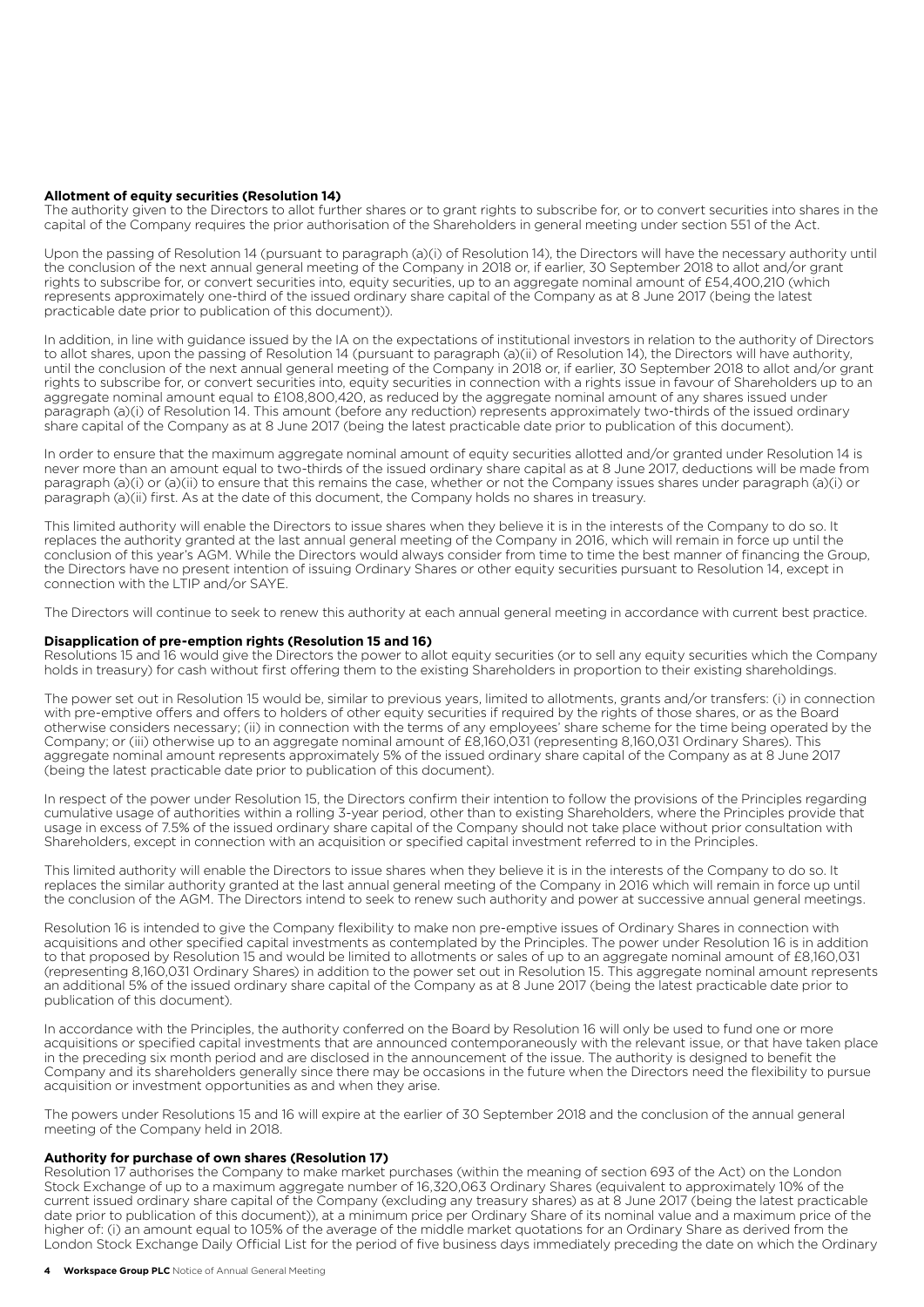### Allotment of equity securities (Resolution 14)

The authority given to the Directors to allot further shares or to grant rights to subscribe for, or to convert securities into shares in the capital of the Company requires the prior authorisation of the Shareholders in general meeting under section 551 of the Act.

Upon the passing of Resolution 14 (pursuant to paragraph (a)(i) of Resolution 14), the Directors will have the necessary authority until the conclusion of the next annual general meeting of the Company in 2018 or, if earlier, 30 September 2018 to allot and/or grant rights to subscribe for, or convert securities into, equity securities, up to an aggregate nominal amount of £54,400,210 (which represents approximately one-third of the issued ordinary share capital of the Company as at 8 June 2017 (being the latest practicable date prior to publication of this document)).

In addition, in line with guidance issued by the IA on the expectations of institutional investors in relation to the authority of Directors to allot shares, upon the passing of Resolution 14 (pursuant to paragraph (a)(ii) of Resolution 14), the Directors will have authority, until the conclusion of the next annual general meeting of the Company in 2018 or, if earlier, 30 September 2018 to allot and/or grant rights to subscribe for, or convert securities into, equity securities in connection with a rights issue in favour of Shareholders up to an aggregate nominal amount equal to £108,800,420, as reduced by the aggregate nominal amount of any shares issued under paragraph (a)(i) of Resolution 14. This amount (before any reduction) represents approximately two-thirds of the issued ordinary share capital of the Company as at 8 June 2017 (being the latest practicable date prior to publication of this document).

In order to ensure that the maximum aggregate nominal amount of equity securities allotted and/or granted under Resolution 14 is never more than an amount equal to two-thirds of the issued ordinary share capital as at 8 June 2017, deductions will be made from paragraph (a)(i) or (a)(ii) to ensure that this remains the case, whether or not the Company issues shares under paragraph (a)(i) or paragraph (a)(ii) first. As at the date of this document, the Company holds no shares in treasury.

This limited authority will enable the Directors to issue shares when they believe it is in the interests of the Company to do so. It replaces the authority granted at the last annual general meeting of the Company in 2016, which will remain in force up until the conclusion of this year's AGM. While the Directors would always consider from time to time the best manner of financing the Group, the Directors have no present intention of issuing Ordinary Shares or other equity securities pursuant to Resolution 14, except in connection with the LTIP and/or SAYE.

The Directors will continue to seek to renew this authority at each annual general meeting in accordance with current best practice.

### Disapplication of pre-emption rights (Resolution 15 and 16)

Resolutions 15 and 16 would give the Directors the power to allot equity securities (or to sell any equity securities which the Company holds in treasury) for cash without first offering them to the existing Shareholders in proportion to their existing shareholdings.

The power set out in Resolution 15 would be, similar to previous years, limited to allotments, grants and/or transfers: (i) in connection with pre-emptive offers and offers to holders of other equity securities if required by the rights of those shares, or as the Board otherwise considers necessary; (ii) in connection with the terms of any employees' share scheme for the time being operated by the Company; or (iii) otherwise up to an aggregate nominal amount of £8,160,031 (representing 8,160,031 Ordinary Shares). This aggregate nominal amount represents approximately 5% of the issued ordinary share capital of the Company as at 8 June 2017 (being the latest practicable date prior to publication of this document).

In respect of the power under Resolution 15, the Directors confirm their intention to follow the provisions of the Principles regarding cumulative usage of authorities within a rolling 3-year period, other than to existing Shareholders, where the Principles provide that usage in excess of 7.5% of the issued ordinary share capital of the Company should not take place without prior consultation with Shareholders, except in connection with an acquisition or specified capital investment referred to in the Principles.

This limited authority will enable the Directors to issue shares when they believe it is in the interests of the Company to do so. It replaces the similar authority granted at the last annual general meeting of the Company in 2016 which will remain in force up until the conclusion of the AGM. The Directors intend to seek to renew such authority and power at successive annual general meetings.

Resolution 16 is intended to give the Company flexibility to make non pre-emptive issues of Ordinary Shares in connection with acquisitions and other specified capital investments as contemplated by the Principles. The power under Resolution 16 is in addition to that proposed by Resolution 15 and would be limited to allotments or sales of up to an aggregate nominal amount of £8,160,031 (representing 8,160,031 Ordinary Shares) in addition to the power set out in Resolution 15. This aggregate nominal amount represents an additional 5% of the issued ordinary share capital of the Company as at 8 June 2017 (being the latest practicable date prior to publication of this document).

In accordance with the Principles, the authority conferred on the Board by Resolution 16 will only be used to fund one or more acquisitions or specified capital investments that are announced contemporaneously with the relevant issue, or that have taken place in the preceding six month period and are disclosed in the announcement of the issue. The authority is designed to benefit the Company and its shareholders generally since there may be occasions in the future when the Directors need the flexibility to pursue acquisition or investment opportunities as and when they arise.

The powers under Resolutions 15 and 16 will expire at the earlier of 30 September 2018 and the conclusion of the annual general meeting of the Company held in 2018.

### Authority for purchase of own shares (Resolution 17)

Resolution 17 authorises the Company to make market purchases (within the meaning of section 693 of the Act) on the London Stock Exchange of up to a maximum aggregate number of 16,320,063 Ordinary Shares (equivalent to approximately 10% of the current issued ordinary share capital of the Company (excluding any treasury shares) as at 8 June 2017 (being the latest practicable date prior to publication of this document)), at a minimum price per Ordinary Share of its nominal value and a maximum price of the higher of: (i) an amount equal to 105% of the average of the middle market quotations for an Ordinary Share as derived from the London Stock Exchange Daily Official List for the period of five business days immediately preceding the date on which the Ordinary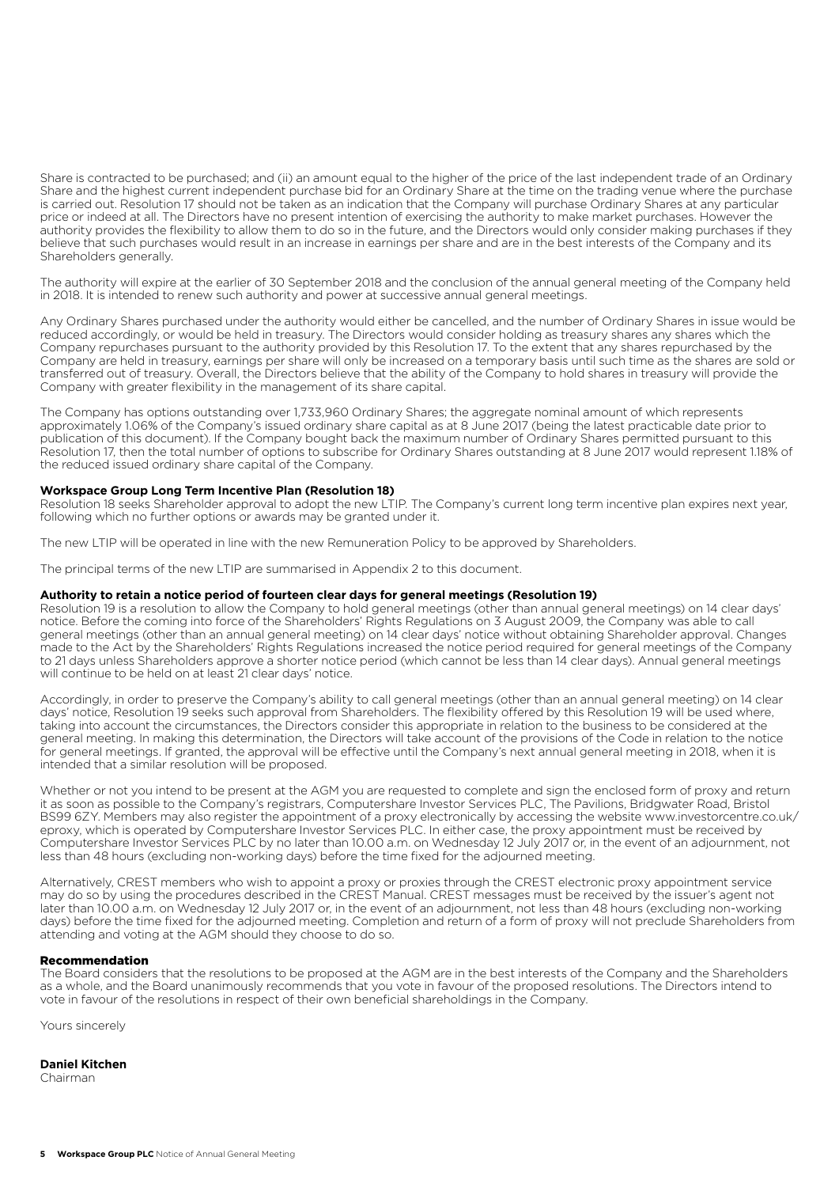Share is contracted to be purchased; and (ii) an amount equal to the higher of the price of the last independent trade of an Ordinary Share and the highest current independent purchase bid for an Ordinary Share at the time on the trading venue where the purchase is carried out. Resolution 17 should not be taken as an indication that the Company will purchase Ordinary Shares at any particular price or indeed at all. The Directors have no present intention of exercising the authority to make market purchases. However the authority provides the flexibility to allow them to do so in the future, and the Directors would only consider making purchases if they believe that such purchases would result in an increase in earnings per share and are in the best interests of the Company and its Shareholders generally.

The authority will expire at the earlier of 30 September 2018 and the conclusion of the annual general meeting of the Company held in 2018. It is intended to renew such authority and power at successive annual general meetings.

Any Ordinary Shares purchased under the authority would either be cancelled, and the number of Ordinary Shares in issue would be reduced accordingly, or would be held in treasury. The Directors would consider holding as treasury shares any shares which the Company repurchases pursuant to the authority provided by this Resolution 17. To the extent that any shares repurchased by the Company are held in treasury, earnings per share will only be increased on a temporary basis until such time as the shares are sold or transferred out of treasury. Overall, the Directors believe that the ability of the Company to hold shares in treasury will provide the Company with greater flexibility in the management of its share capital.

The Company has options outstanding over 1,733,960 Ordinary Shares; the aggregate nominal amount of which represents approximately 1.06% of the Company's issued ordinary share capital as at 8 June 2017 (being the latest practicable date prior to publication of this document). If the Company bought back the maximum number of Ordinary Shares permitted pursuant to this Resolution 17, then the total number of options to subscribe for Ordinary Shares outstanding at 8 June 2017 would represent 1.18% of the reduced issued ordinary share capital of the Company.

**Workspace Group Long Term Incentive Plan (Resolution 18)**

Resolution 18 seeks Shareholder approval to adopt the new LTIP. The Company's current long term incentive plan expires next year, following which no further options or awards may be granted under it.

The new LTIP will be operated in line with the new Remuneration Policy to be approved by Shareholders.

The principal terms of the new LTIP are summarised in Appendix 2 to this document.

**Authority to retain a notice period of fourteen clear days for general meetings (Resolution 19)**

Resolution 19 is a resolution to allow the Company to hold general meetings (other than annual general meetings) on 14 clear days' notice. Before the coming into force of the Shareholders' Rights Regulations on 3 August 2009, the Company was able to call general meetings (other than an annual general meeting) on 14 clear days' notice without obtaining Shareholder approval. Changes made to the Act by the Shareholders' Rights Regulations increased the notice period required for general meetings of the Company to 21 days unless Shareholders approve a shorter notice period (which cannot be less than 14 clear days). Annual general meetings will continue to be held on at least 21 clear days' notice.

Accordingly, in order to preserve the Company's ability to call general meetings (other than an annual general meeting) on 14 clear days' notice, Resolution 19 seeks such approval from Shareholders. The flexibility offered by this Resolution 19 will be used where, taking into account the circumstances, the Directors consider this appropriate in relation to the business to be considered at the general meeting. In making this determination, the Directors will take account of the provisions of the Code in relation to the notice for general meetings. If granted, the approval will be effective until the Company's next annual general meeting in 2018, when it is intended that a similar resolution will be proposed.

Whether or not you intend to be present at the AGM you are requested to complete and sign the enclosed form of proxy and return it as soon as possible to the Company's registrars, Computershare Investor Services PLC, The Pavilions, Bridgwater Road, Bristol BS99 6ZY. Members may also register the appointment of a proxy electronically by accessing the website www.investorcentre.co.uk/eproxy, which is operated by Computershare Investor Services PLC. In either case, the proxy appointment must be received by Computershare Investor Services PLC by no later than 10.00 a.m. on Wednesday 12 July 2017 or, in the event of an adjournment, not less than 48 hours (excluding non-working days) before the time fixed for the adjourned meeting.

Alternatively, CREST members who wish to appoint a proxy or proxies through the CREST electronic proxy appointment service may do so by using the procedures described in the CREST Manual. CREST messages must be received by the issuer's agent not later than 10.00 a.m. on Wednesday 12 July 2017 or, in the event of an adjournment, not less than 48 hours (excluding non-working days) before the time fixed for the adjourned meeting. Completion and return of a form of proxy will not preclude Shareholders from attending and voting at the AGM should they choose to do so.

**Recommendation**

The Board considers that the resolutions to be proposed at the AGM are in the best interests of the Company and the Shareholders as a whole, and the Board unanimously recommends that you vote in favour of the proposed resolutions. The Directors intend to vote in favour of the resolutions in respect of their own beneficial shareholdings in the Company.

Yours sincerely

**Daniel Kitchen**
Chairman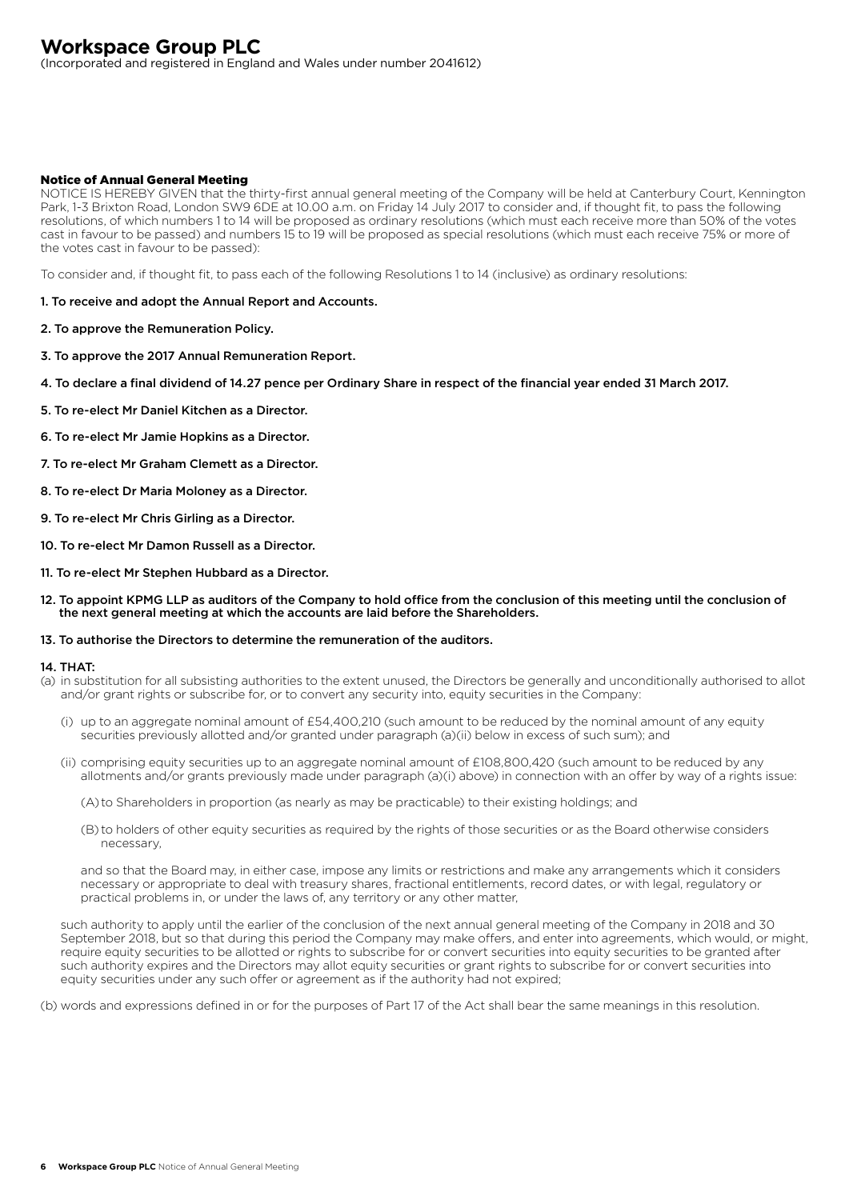# Workspace Group PLC

(Incorporated and registered in England and Wales under number 2041612)

## Notice of Annual General Meeting

NOTICE IS HEREBY GIVEN that the thirty-first annual general meeting of the Company will be held at Canterbury Court, Kennington Park, 1-3 Brixton Road, London SW9 6DE at 10.00 a.m. on Friday 14 July 2017 to consider and, if thought fit, to pass the following resolutions, of which numbers 1 to 14 will be proposed as ordinary resolutions (which must each receive more than 50% of the votes cast in favour to be passed) and numbers 15 to 19 will be proposed as special resolutions (which must each receive 75% or more of the votes cast in favour to be passed):

To consider and, if thought fit, to pass each of the following Resolutions 1 to 14 (inclusive) as ordinary resolutions:

**1. To receive and adopt the Annual Report and Accounts.**

**2. To approve the Remuneration Policy.**

**3. To approve the 2017 Annual Remuneration Report.**

**4. To declare a final dividend of 14.27 pence per Ordinary Share in respect of the financial year ended 31 March 2017.**

**5. To re-elect Mr Daniel Kitchen as a Director.**

**6. To re-elect Mr Jamie Hopkins as a Director.**

**7. To re-elect Mr Graham Clemett as a Director.**

**8. To re-elect Dr Maria Moloney as a Director.**

**9. To re-elect Mr Chris Girling as a Director.**

**10. To re-elect Mr Damon Russell as a Director.**

**11. To re-elect Mr Stephen Hubbard as a Director.**

**12. To appoint KPMG LLP as auditors of the Company to hold office from the conclusion of this meeting until the conclusion of the next general meeting at which the accounts are laid before the Shareholders.**

**13. To authorise the Directors to determine the remuneration of the auditors.**

**14. THAT:**

(a) in substitution for all subsisting authorities to the extent unused, the Directors be generally and unconditionally authorised to allot and/or grant rights or subscribe for, or to convert any security into, equity securities in the Company:

(i) up to an aggregate nominal amount of £54,400,210 (such amount to be reduced by the nominal amount of any equity securities previously allotted and/or granted under paragraph (a)(ii) below in excess of such sum); and

(ii) comprising equity securities up to an aggregate nominal amount of £108,800,420 (such amount to be reduced by any allotments and/or grants previously made under paragraph (a)(i) above) in connection with an offer by way of a rights issue:

(A) to Shareholders in proportion (as nearly as may be practicable) to their existing holdings; and

(B) to holders of other equity securities as required by the rights of those securities or as the Board otherwise considers necessary,

and so that the Board may, in either case, impose any limits or restrictions and make any arrangements which it considers necessary or appropriate to deal with treasury shares, fractional entitlements, record dates, or with legal, regulatory or practical problems in, or under the laws of, any territory or any other matter,

such authority to apply until the earlier of the conclusion of the next annual general meeting of the Company in 2018 and 30 September 2018, but so that during this period the Company may make offers, and enter into agreements, which would, or might, require equity securities to be allotted or rights to subscribe for or convert securities into equity securities to be granted after such authority expires and the Directors may allot equity securities or grant rights to subscribe for or convert securities into equity securities under any such offer or agreement as if the authority had not expired;

(b) words and expressions defined in or for the purposes of Part 17 of the Act shall bear the same meanings in this resolution.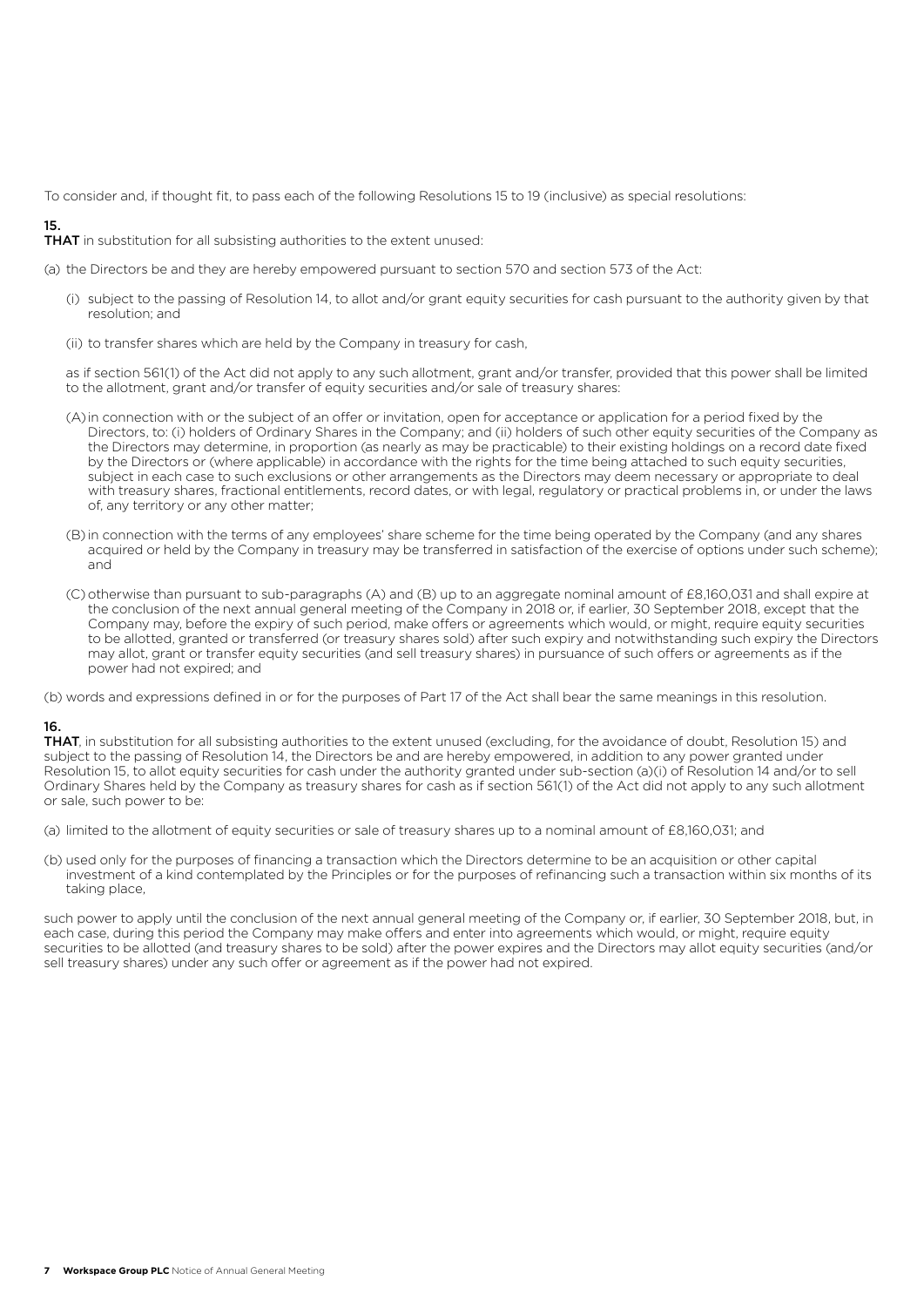To consider and, if thought fit, to pass each of the following Resolutions 15 to 19 (inclusive) as special resolutions:

**15.**

**THAT** in substitution for all subsisting authorities to the extent unused:

(a) the Directors be and they are hereby empowered pursuant to section 570 and section 573 of the Act:

(i) subject to the passing of Resolution 14, to allot and/or grant equity securities for cash pursuant to the authority given by that resolution; and

(ii) to transfer shares which are held by the Company in treasury for cash,

as if section 561(1) of the Act did not apply to any such allotment, grant and/or transfer, provided that this power shall be limited to the allotment, grant and/or transfer of equity securities and/or sale of treasury shares:

(A) in connection with or the subject of an offer or invitation, open for acceptance or application for a period fixed by the Directors, to: (i) holders of Ordinary Shares in the Company; and (ii) holders of such other equity securities of the Company as the Directors may determine, in proportion (as nearly as may be practicable) to their existing holdings on a record date fixed by the Directors or (where applicable) in accordance with the rights for the time being attached to such equity securities, subject in each case to such exclusions or other arrangements as the Directors may deem necessary or appropriate to deal with treasury shares, fractional entitlements, record dates, or with legal, regulatory or practical problems in, or under the laws of, any territory or any other matter;

(B) in connection with the terms of any employees' share scheme for the time being operated by the Company (and any shares acquired or held by the Company in treasury may be transferred in satisfaction of the exercise of options under such scheme); and

(C) otherwise than pursuant to sub-paragraphs (A) and (B) up to an aggregate nominal amount of £8,160,031 and shall expire at the conclusion of the next annual general meeting of the Company in 2018 or, if earlier, 30 September 2018, except that the Company may, before the expiry of such period, make offers or agreements which would, or might, require equity securities to be allotted, granted or transferred (or treasury shares sold) after such expiry and notwithstanding such expiry the Directors may allot, grant or transfer equity securities (and sell treasury shares) in pursuance of such offers or agreements as if the power had not expired; and

(b) words and expressions defined in or for the purposes of Part 17 of the Act shall bear the same meanings in this resolution.

**16.**

**THAT**, in substitution for all subsisting authorities to the extent unused (excluding, for the avoidance of doubt, Resolution 15) and subject to the passing of Resolution 14, the Directors be and are hereby empowered, in addition to any power granted under Resolution 15, to allot equity securities for cash under the authority granted under sub-section (a)(i) of Resolution 14 and/or to sell Ordinary Shares held by the Company as treasury shares for cash as if section 561(1) of the Act did not apply to any such allotment or sale, such power to be:

(a) limited to the allotment of equity securities or sale of treasury shares up to a nominal amount of £8,160,031; and

(b) used only for the purposes of financing a transaction which the Directors determine to be an acquisition or other capital investment of a kind contemplated by the Principles or for the purposes of refinancing such a transaction within six months of its taking place,

such power to apply until the conclusion of the next annual general meeting of the Company or, if earlier, 30 September 2018, but, in each case, during this period the Company may make offers and enter into agreements which would, or might, require equity securities to be allotted (and treasury shares to be sold) after the power expires and the Directors may allot equity securities (and/or sell treasury shares) under any such offer or agreement as if the power had not expired.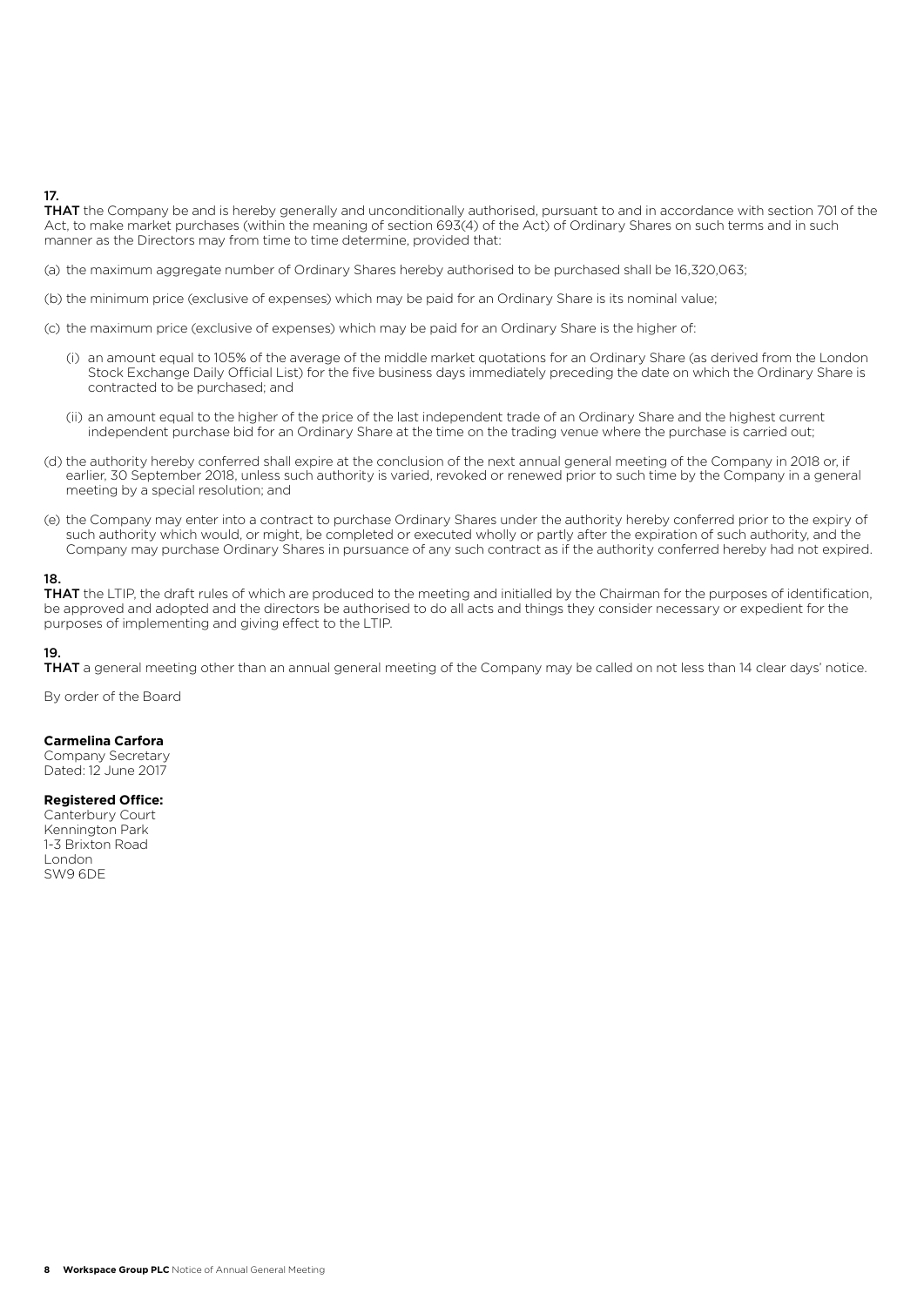**17.**

**THAT** the Company be and is hereby generally and unconditionally authorised, pursuant to and in accordance with section 701 of the Act, to make market purchases (within the meaning of section 693(4) of the Act) of Ordinary Shares on such terms and in such manner as the Directors may from time to time determine, provided that:

(a) the maximum aggregate number of Ordinary Shares hereby authorised to be purchased shall be 16,320,063;

(b) the minimum price (exclusive of expenses) which may be paid for an Ordinary Share is its nominal value;

(c) the maximum price (exclusive of expenses) which may be paid for an Ordinary Share is the higher of:

(i) an amount equal to 105% of the average of the middle market quotations for an Ordinary Share (as derived from the London Stock Exchange Daily Official List) for the five business days immediately preceding the date on which the Ordinary Share is contracted to be purchased; and

(ii) an amount equal to the higher of the price of the last independent trade of an Ordinary Share and the highest current independent purchase bid for an Ordinary Share at the time on the trading venue where the purchase is carried out;

(d) the authority hereby conferred shall expire at the conclusion of the next annual general meeting of the Company in 2018 or, if earlier, 30 September 2018, unless such authority is varied, revoked or renewed prior to such time by the Company in a general meeting by a special resolution; and

(e) the Company may enter into a contract to purchase Ordinary Shares under the authority hereby conferred prior to the expiry of such authority which would, or might, be completed or executed wholly or partly after the expiration of such authority, and the Company may purchase Ordinary Shares in pursuance of any such contract as if the authority conferred hereby had not expired.

**18.**

**THAT** the LTIP, the draft rules of which are produced to the meeting and initialled by the Chairman for the purposes of identification, be approved and adopted and the directors be authorised to do all acts and things they consider necessary or expedient for the purposes of implementing and giving effect to the LTIP.

**19.**

**THAT** a general meeting other than an annual general meeting of the Company may be called on not less than 14 clear days' notice.

By order of the Board

**Carmelina Carfora**
Company Secretary
Dated: 12 June 2017

**Registered Office:**
Canterbury Court
Kennington Park
1-3 Brixton Road
London
SW9 6DE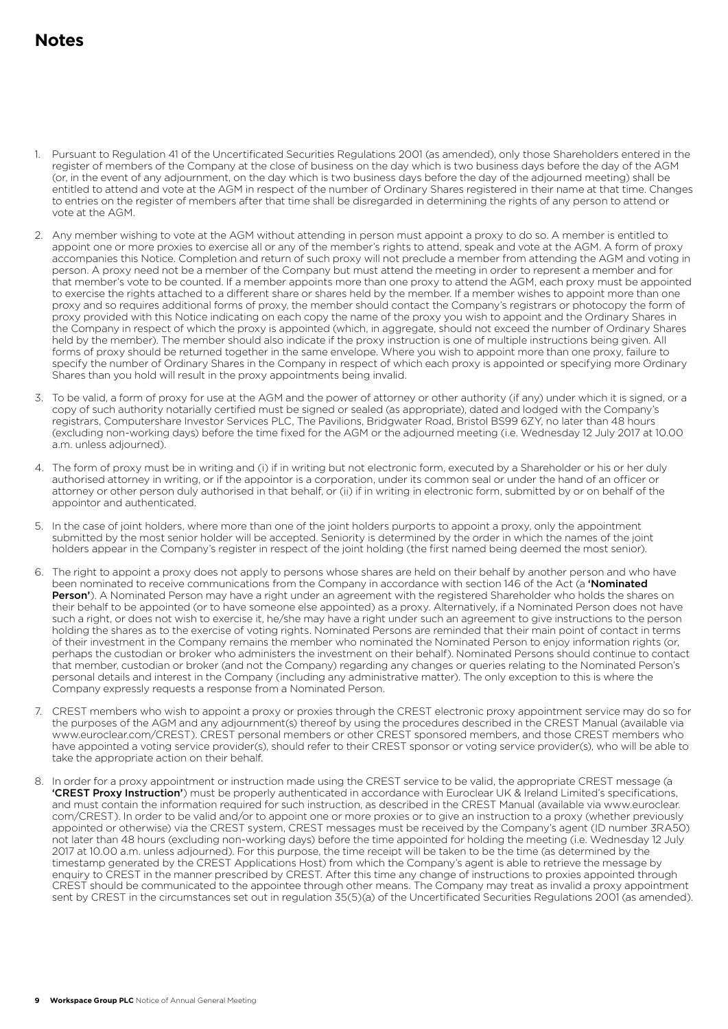# Notes

1. Pursuant to Regulation 41 of the Uncertificated Securities Regulations 2001 (as amended), only those Shareholders entered in the register of members of the Company at the close of business on the day which is two business days before the day of the AGM (or, in the event of any adjournment, on the day which is two business days before the day of the adjourned meeting) shall be entitled to attend and vote at the AGM in respect of the number of Ordinary Shares registered in their name at that time. Changes to entries on the register of members after that time shall be disregarded in determining the rights of any person to attend or vote at the AGM.

2. Any member wishing to vote at the AGM without attending in person must appoint a proxy to do so. A member is entitled to appoint one or more proxies to exercise all or any of the member's rights to attend, speak and vote at the AGM. A form of proxy accompanies this Notice. Completion and return of such proxy will not preclude a member from attending the AGM and voting in person. A proxy need not be a member of the Company but must attend the meeting in order to represent a member and for that member's vote to be counted. If a member appoints more than one proxy to attend the AGM, each proxy must be appointed to exercise the rights attached to a different share or shares held by the member. If a member wishes to appoint more than one proxy and so requires additional forms of proxy, the member should contact the Company's registrars or photocopy the form of proxy provided with this Notice indicating on each copy the name of the proxy you wish to appoint and the Ordinary Shares in the Company in respect of which the proxy is appointed (which, in aggregate, should not exceed the number of Ordinary Shares held by the member). The member should also indicate if the proxy instruction is one of multiple instructions being given. All forms of proxy should be returned together in the same envelope. Where you wish to appoint more than one proxy, failure to specify the number of Ordinary Shares in the Company in respect of which each proxy is appointed or specifying more Ordinary Shares than you hold will result in the proxy appointments being invalid.

3. To be valid, a form of proxy for use at the AGM and the power of attorney or other authority (if any) under which it is signed, or a copy of such authority notarially certified must be signed or sealed (as appropriate), dated and lodged with the Company's registrars, Computershare Investor Services PLC, The Pavilions, Bridgwater Road, Bristol BS99 6ZY, no later than 48 hours (excluding non-working days) before the time fixed for the AGM or the adjourned meeting (i.e. Wednesday 12 July 2017 at 10.00 a.m. unless adjourned).

4. The form of proxy must be in writing and (i) if in writing but not electronic form, executed by a Shareholder or his or her duly authorised attorney in writing, or if the appointor is a corporation, under its common seal or under the hand of an officer or attorney or other person duly authorised in that behalf, or (ii) if in writing in electronic form, submitted by or on behalf of the appointor and authenticated.

5. In the case of joint holders, where more than one of the joint holders purports to appoint a proxy, only the appointment submitted by the most senior holder will be accepted. Seniority is determined by the order in which the names of the joint holders appear in the Company's register in respect of the joint holding (the first named being deemed the most senior).

6. The right to appoint a proxy does not apply to persons whose shares are held on their behalf by another person and who have been nominated to receive communications from the Company in accordance with section 146 of the Act (a **'Nominated Person'**). A Nominated Person may have a right under an agreement with the registered Shareholder who holds the shares on their behalf to be appointed (or to have someone else appointed) as a proxy. Alternatively, if a Nominated Person does not have such a right, or does not wish to exercise it, he/she may have a right under such an agreement to give instructions to the person holding the shares as to the exercise of voting rights. Nominated Persons are reminded that their main point of contact in terms of their investment in the Company remains the member who nominated the Nominated Person to enjoy information rights (or, perhaps the custodian or broker who administers the investment on their behalf). Nominated Persons should continue to contact that member, custodian or broker (and not the Company) regarding any changes or queries relating to the Nominated Person's personal details and interest in the Company (including any administrative matter). The only exception to this is where the Company expressly requests a response from a Nominated Person.

7. CREST members who wish to appoint a proxy or proxies through the CREST electronic proxy appointment service may do so for the purposes of the AGM and any adjournment(s) thereof by using the procedures described in the CREST Manual (available via www.euroclear.com/CREST). CREST personal members or other CREST sponsored members, and those CREST members who have appointed a voting service provider(s), should refer to their CREST sponsor or voting service provider(s), who will be able to take the appropriate action on their behalf.

8. In order for a proxy appointment or instruction made using the CREST service to be valid, the appropriate CREST message (a **'CREST Proxy Instruction'**) must be properly authenticated in accordance with Euroclear UK & Ireland Limited's specifications, and must contain the information required for such instruction, as described in the CREST Manual (available via www.euroclear.com/CREST). In order to be valid and/or to appoint one or more proxies or to give an instruction to a proxy (whether previously appointed or otherwise) via the CREST system, CREST messages must be received by the Company's agent (ID number 3RA50) not later than 48 hours (excluding non-working days) before the time appointed for holding the meeting (i.e. Wednesday 12 July 2017 at 10.00 a.m. unless adjourned). For this purpose, the time receipt will be taken to be the time (as determined by the timestamp generated by the CREST Applications Host) from which the Company's agent is able to retrieve the message by enquiry to CREST in the manner prescribed by CREST. After this time any change of instructions to proxies appointed through CREST should be communicated to the appointee through other means. The Company may treat as invalid a proxy appointment sent by CREST in the circumstances set out in regulation 35(5)(a) of the Uncertificated Securities Regulations 2001 (as amended).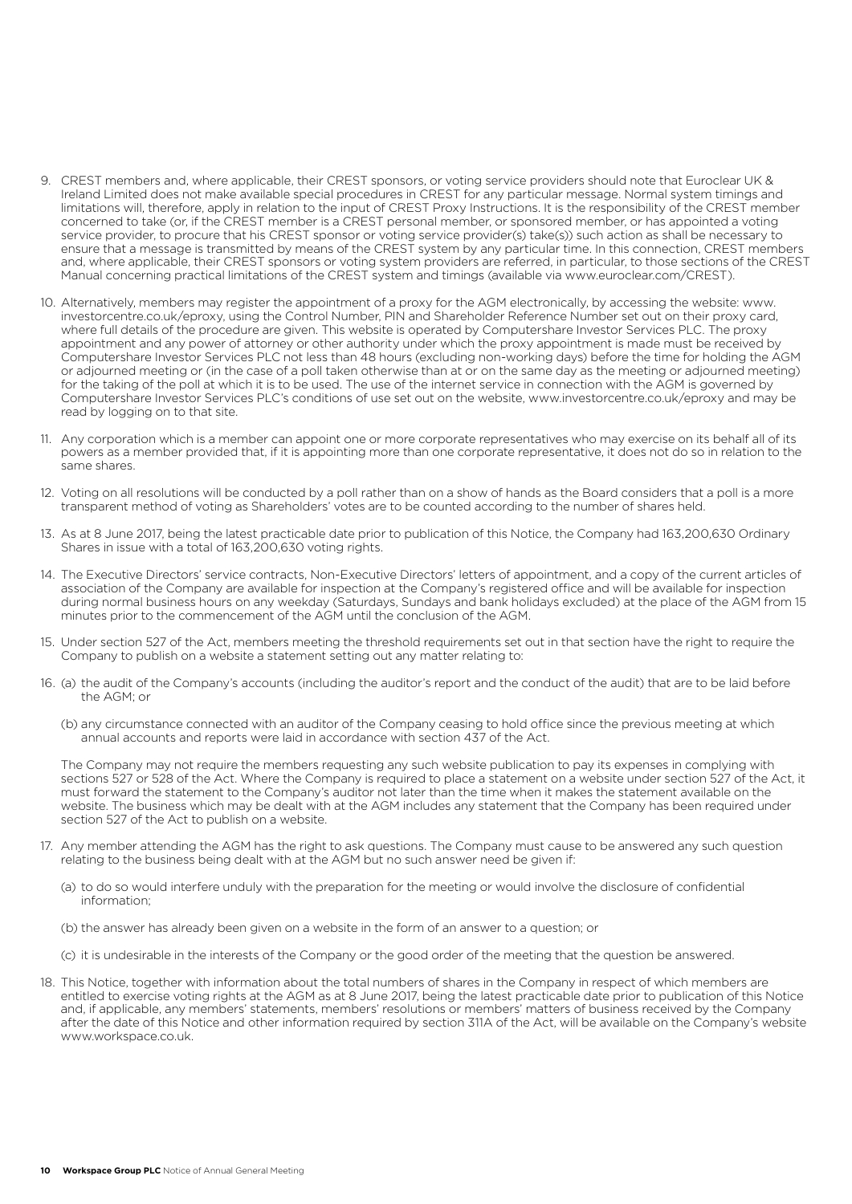9. CREST members and, where applicable, their CREST sponsors, or voting service providers should note that Euroclear UK & Ireland Limited does not make available special procedures in CREST for any particular message. Normal system timings and limitations will, therefore, apply in relation to the input of CREST Proxy Instructions. It is the responsibility of the CREST member concerned to take (or, if the CREST member is a CREST personal member, or sponsored member, or has appointed a voting service provider, to procure that his CREST sponsor or voting service provider(s) take(s)) such action as shall be necessary to ensure that a message is transmitted by means of the CREST system by any particular time. In this connection, CREST members and, where applicable, their CREST sponsors or voting system providers are referred, in particular, to those sections of the CREST Manual concerning practical limitations of the CREST system and timings (available via www.euroclear.com/CREST).

10. Alternatively, members may register the appointment of a proxy for the AGM electronically, by accessing the website: www.investorcentre.co.uk/eproxy, using the Control Number, PIN and Shareholder Reference Number set out on their proxy card, where full details of the procedure are given. This website is operated by Computershare Investor Services PLC. The proxy appointment and any power of attorney or other authority under which the proxy appointment is made must be received by Computershare Investor Services PLC not less than 48 hours (excluding non-working days) before the time for holding the AGM or adjourned meeting or (in the case of a poll taken otherwise than at or on the same day as the meeting or adjourned meeting) for the taking of the poll at which it is to be used. The use of the internet service in connection with the AGM is governed by Computershare Investor Services PLC's conditions of use set out on the website, www.investorcentre.co.uk/eproxy and may be read by logging on to that site.

11. Any corporation which is a member can appoint one or more corporate representatives who may exercise on its behalf all of its powers as a member provided that, if it is appointing more than one corporate representative, it does not do so in relation to the same shares.

12. Voting on all resolutions will be conducted by a poll rather than on a show of hands as the Board considers that a poll is a more transparent method of voting as Shareholders' votes are to be counted according to the number of shares held.

13. As at 8 June 2017, being the latest practicable date prior to publication of this Notice, the Company had 163,200,630 Ordinary Shares in issue with a total of 163,200,630 voting rights.

14. The Executive Directors' service contracts, Non-Executive Directors' letters of appointment, and a copy of the current articles of association of the Company are available for inspection at the Company's registered office and will be available for inspection during normal business hours on any weekday (Saturdays, Sundays and bank holidays excluded) at the place of the AGM from 15 minutes prior to the commencement of the AGM until the conclusion of the AGM.

15. Under section 527 of the Act, members meeting the threshold requirements set out in that section have the right to require the Company to publish on a website a statement setting out any matter relating to:

16. (a) the audit of the Company's accounts (including the auditor's report and the conduct of the audit) that are to be laid before the AGM; or

    (b) any circumstance connected with an auditor of the Company ceasing to hold office since the previous meeting at which annual accounts and reports were laid in accordance with section 437 of the Act.

    The Company may not require the members requesting any such website publication to pay its expenses in complying with sections 527 or 528 of the Act. Where the Company is required to place a statement on a website under section 527 of the Act, it must forward the statement to the Company's auditor not later than the time when it makes the statement available on the website. The business which may be dealt with at the AGM includes any statement that the Company has been required under section 527 of the Act to publish on a website.

17. Any member attending the AGM has the right to ask questions. The Company must cause to be answered any such question relating to the business being dealt with at the AGM but no such answer need be given if:

    (a) to do so would interfere unduly with the preparation for the meeting or would involve the disclosure of confidential information;

    (b) the answer has already been given on a website in the form of an answer to a question; or

    (c) it is undesirable in the interests of the Company or the good order of the meeting that the question be answered.

18. This Notice, together with information about the total numbers of shares in the Company in respect of which members are entitled to exercise voting rights at the AGM as at 8 June 2017, being the latest practicable date prior to publication of this Notice and, if applicable, any members' statements, members' resolutions or members' matters of business received by the Company after the date of this Notice and other information required by section 311A of the Act, will be available on the Company's website www.workspace.co.uk.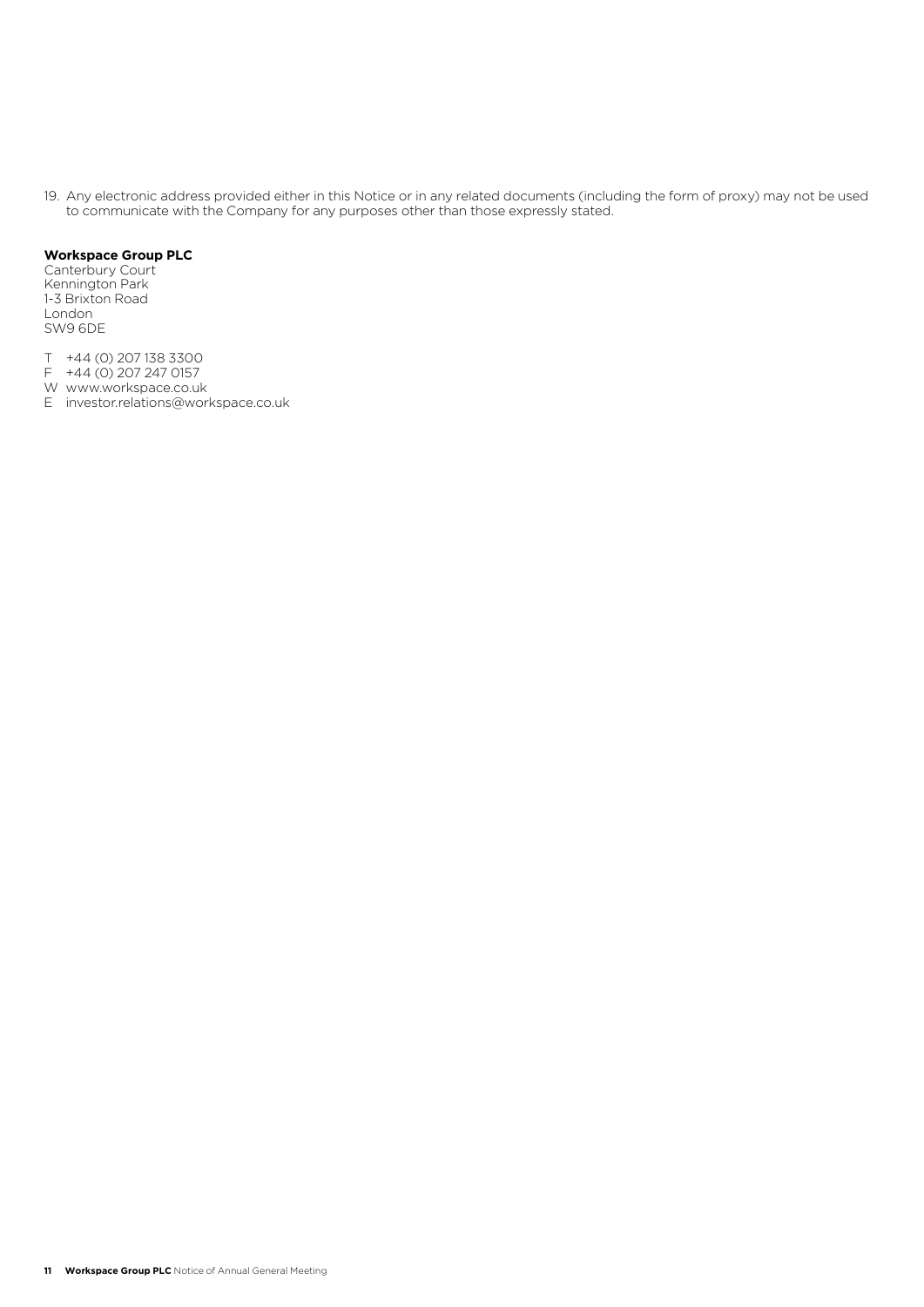19. Any electronic address provided either in this Notice or in any related documents (including the form of proxy) may not be used to communicate with the Company for any purposes other than those expressly stated.

**Workspace Group PLC**
Canterbury Court
Kennington Park
1-3 Brixton Road
London
SW9 6DE

T +44 (0) 207 138 3300
F +44 (0) 207 247 0157
W www.workspace.co.uk
E investor.relations@workspace.co.uk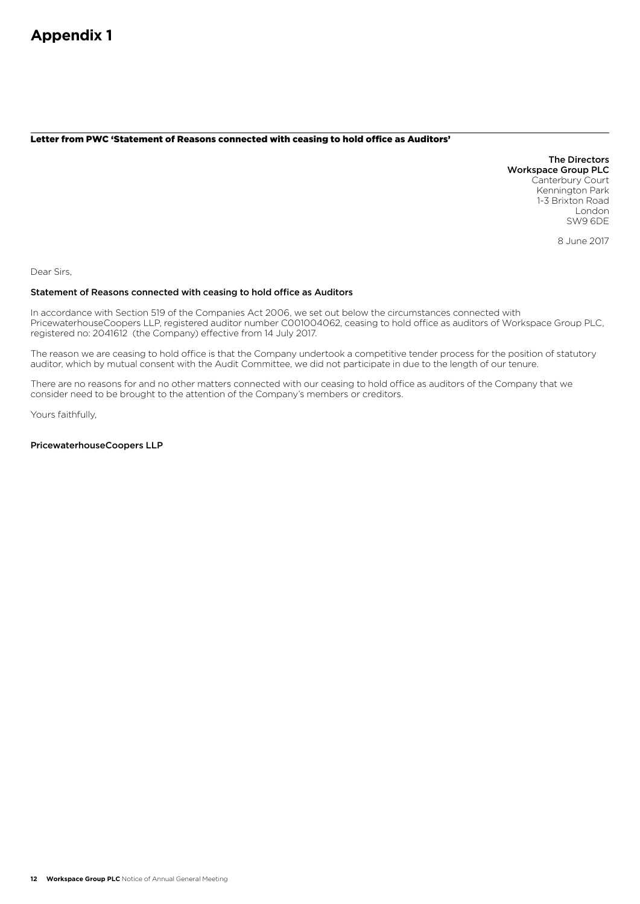# Appendix 1

**Letter from PWC 'Statement of Reasons connected with ceasing to hold office as Auditors'**

**The Directors**
**Workspace Group PLC**
Canterbury Court
Kennington Park
1-3 Brixton Road
London
SW9 6DE

8 June 2017

Dear Sirs,

**Statement of Reasons connected with ceasing to hold office as Auditors**

In accordance with Section 519 of the Companies Act 2006, we set out below the circumstances connected with PricewaterhouseCoopers LLP, registered auditor number C001004062, ceasing to hold office as auditors of Workspace Group PLC, registered no: 2041612 (the Company) effective from 14 July 2017.

The reason we are ceasing to hold office is that the Company undertook a competitive tender process for the position of statutory auditor, which by mutual consent with the Audit Committee, we did not participate in due to the length of our tenure.

There are no reasons for and no other matters connected with our ceasing to hold office as auditors of the Company that we consider need to be brought to the attention of the Company's members or creditors.

Yours faithfully,

**PricewaterhouseCoopers LLP**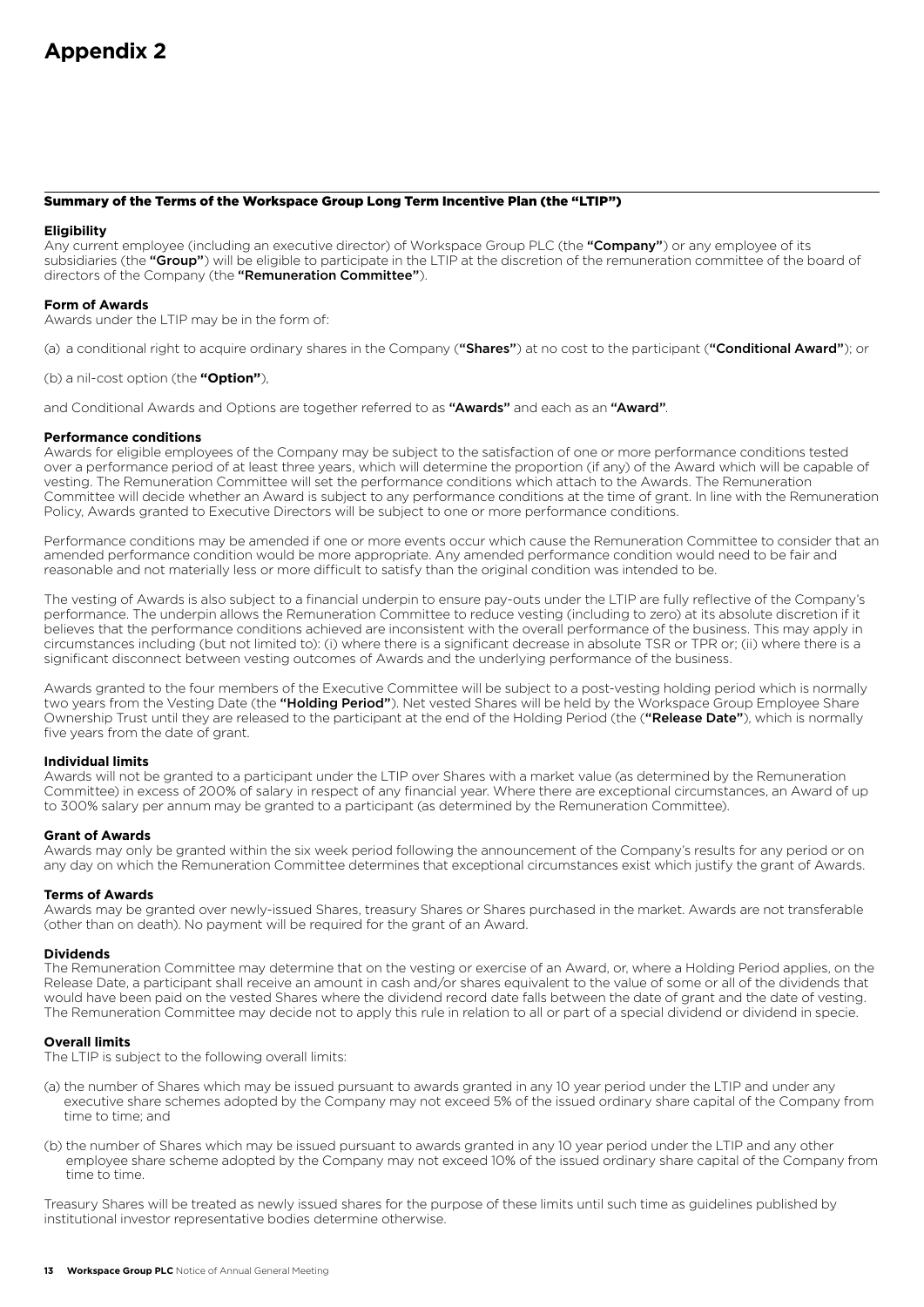# Appendix 2

## Summary of the Terms of the Workspace Group Long Term Incentive Plan (the "LTIP")

### Eligibility

Any current employee (including an executive director) of Workspace Group PLC (the **"Company"**) or any employee of its subsidiaries (the **"Group"**) will be eligible to participate in the LTIP at the discretion of the remuneration committee of the board of directors of the Company (the **"Remuneration Committee"**).

### Form of Awards

Awards under the LTIP may be in the form of:

(a) a conditional right to acquire ordinary shares in the Company (**"Shares"**) at no cost to the participant (**"Conditional Award"**); or

(b) a nil-cost option (the **"Option"**),

and Conditional Awards and Options are together referred to as **"Awards"** and each as an **"Award"**.

### Performance conditions

Awards for eligible employees of the Company may be subject to the satisfaction of one or more performance conditions tested over a performance period of at least three years, which will determine the proportion (if any) of the Award which will be capable of vesting. The Remuneration Committee will set the performance conditions which attach to the Awards. The Remuneration Committee will decide whether an Award is subject to any performance conditions at the time of grant. In line with the Remuneration Policy, Awards granted to Executive Directors will be subject to one or more performance conditions.

Performance conditions may be amended if one or more events occur which cause the Remuneration Committee to consider that an amended performance condition would be more appropriate. Any amended performance condition would need to be fair and reasonable and not materially less or more difficult to satisfy than the original condition was intended to be.

The vesting of Awards is also subject to a financial underpin to ensure pay-outs under the LTIP are fully reflective of the Company's performance. The underpin allows the Remuneration Committee to reduce vesting (including to zero) at its absolute discretion if it believes that the performance conditions achieved are inconsistent with the overall performance of the business. This may apply in circumstances including (but not limited to): (i) where there is a significant decrease in absolute TSR or TPR or; (ii) where there is a significant disconnect between vesting outcomes of Awards and the underlying performance of the business.

Awards granted to the four members of the Executive Committee will be subject to a post-vesting holding period which is normally two years from the Vesting Date (the **"Holding Period"**). Net vested Shares will be held by the Workspace Group Employee Share Ownership Trust until they are released to the participant at the end of the Holding Period (the (**"Release Date"**), which is normally five years from the date of grant.

### Individual limits

Awards will not be granted to a participant under the LTIP over Shares with a market value (as determined by the Remuneration Committee) in excess of 200% of salary in respect of any financial year. Where there are exceptional circumstances, an Award of up to 300% salary per annum may be granted to a participant (as determined by the Remuneration Committee).

### Grant of Awards

Awards may only be granted within the six week period following the announcement of the Company's results for any period or on any day on which the Remuneration Committee determines that exceptional circumstances exist which justify the grant of Awards.

### Terms of Awards

Awards may be granted over newly-issued Shares, treasury Shares or Shares purchased in the market. Awards are not transferable (other than on death). No payment will be required for the grant of an Award.

### Dividends

The Remuneration Committee may determine that on the vesting or exercise of an Award, or, where a Holding Period applies, on the Release Date, a participant shall receive an amount in cash and/or shares equivalent to the value of some or all of the dividends that would have been paid on the vested Shares where the dividend record date falls between the date of grant and the date of vesting. The Remuneration Committee may decide not to apply this rule in relation to all or part of a special dividend or dividend in specie.

### Overall limits

The LTIP is subject to the following overall limits:

(a) the number of Shares which may be issued pursuant to awards granted in any 10 year period under the LTIP and under any executive share schemes adopted by the Company may not exceed 5% of the issued ordinary share capital of the Company from time to time; and

(b) the number of Shares which may be issued pursuant to awards granted in any 10 year period under the LTIP and any other employee share scheme adopted by the Company may not exceed 10% of the issued ordinary share capital of the Company from time to time.

Treasury Shares will be treated as newly issued shares for the purpose of these limits until such time as guidelines published by institutional investor representative bodies determine otherwise.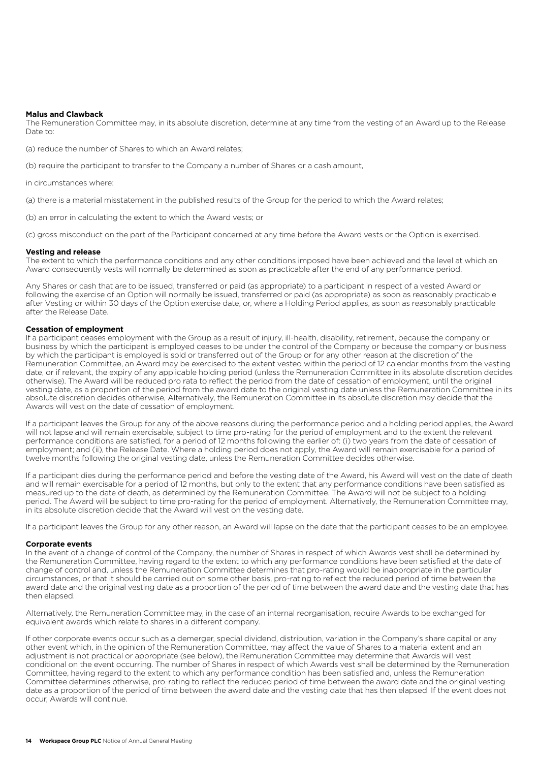**Malus and Clawback**

The Remuneration Committee may, in its absolute discretion, determine at any time from the vesting of an Award up to the Release Date to:

(a) reduce the number of Shares to which an Award relates;

(b) require the participant to transfer to the Company a number of Shares or a cash amount,

in circumstances where:

(a) there is a material misstatement in the published results of the Group for the period to which the Award relates;

(b) an error in calculating the extent to which the Award vests; or

(c) gross misconduct on the part of the Participant concerned at any time before the Award vests or the Option is exercised.

**Vesting and release**

The extent to which the performance conditions and any other conditions imposed have been achieved and the level at which an Award consequently vests will normally be determined as soon as practicable after the end of any performance period.

Any Shares or cash that are to be issued, transferred or paid (as appropriate) to a participant in respect of a vested Award or following the exercise of an Option will normally be issued, transferred or paid (as appropriate) as soon as reasonably practicable after Vesting or within 30 days of the Option exercise date, or, where a Holding Period applies, as soon as reasonably practicable after the Release Date.

**Cessation of employment**

If a participant ceases employment with the Group as a result of injury, ill-health, disability, retirement, because the company or business by which the participant is employed ceases to be under the control of the Company or because the company or business by which the participant is employed is sold or transferred out of the Group or for any other reason at the discretion of the Remuneration Committee, an Award may be exercised to the extent vested within the period of 12 calendar months from the vesting date, or if relevant, the expiry of any applicable holding period (unless the Remuneration Committee in its absolute discretion decides otherwise). The Award will be reduced pro rata to reflect the period from the date of cessation of employment, until the original vesting date, as a proportion of the period from the award date to the original vesting date unless the Remuneration Committee in its absolute discretion decides otherwise, Alternatively, the Remuneration Committee in its absolute discretion may decide that the Awards will vest on the date of cessation of employment.

If a participant leaves the Group for any of the above reasons during the performance period and a holding period applies, the Award will not lapse and will remain exercisable, subject to time pro-rating for the period of employment and to the extent the relevant performance conditions are satisfied, for a period of 12 months following the earlier of: (i) two years from the date of cessation of employment; and (ii), the Release Date. Where a holding period does not apply, the Award will remain exercisable for a period of twelve months following the original vesting date, unless the Remuneration Committee decides otherwise.

If a participant dies during the performance period and before the vesting date of the Award, his Award will vest on the date of death and will remain exercisable for a period of 12 months, but only to the extent that any performance conditions have been satisfied as measured up to the date of death, as determined by the Remuneration Committee. The Award will not be subject to a holding period. The Award will be subject to time pro-rating for the period of employment. Alternatively, the Remuneration Committee may, in its absolute discretion decide that the Award will vest on the vesting date.

If a participant leaves the Group for any other reason, an Award will lapse on the date that the participant ceases to be an employee.

**Corporate events**

In the event of a change of control of the Company, the number of Shares in respect of which Awards vest shall be determined by the Remuneration Committee, having regard to the extent to which any performance conditions have been satisfied at the date of change of control and, unless the Remuneration Committee determines that pro-rating would be inappropriate in the particular circumstances, or that it should be carried out on some other basis, pro-rating to reflect the reduced period of time between the award date and the original vesting date as a proportion of the period of time between the award date and the vesting date that has then elapsed.

Alternatively, the Remuneration Committee may, in the case of an internal reorganisation, require Awards to be exchanged for equivalent awards which relate to shares in a different company.

If other corporate events occur such as a demerger, special dividend, distribution, variation in the Company's share capital or any other event which, in the opinion of the Remuneration Committee, may affect the value of Shares to a material extent and an adjustment is not practical or appropriate (see below), the Remuneration Committee may determine that Awards will vest conditional on the event occurring. The number of Shares in respect of which Awards vest shall be determined by the Remuneration Committee, having regard to the extent to which any performance condition has been satisfied and, unless the Remuneration Committee determines otherwise, pro-rating to reflect the reduced period of time between the award date and the original vesting date as a proportion of the period of time between the award date and the vesting date that has then elapsed. If the event does not occur, Awards will continue.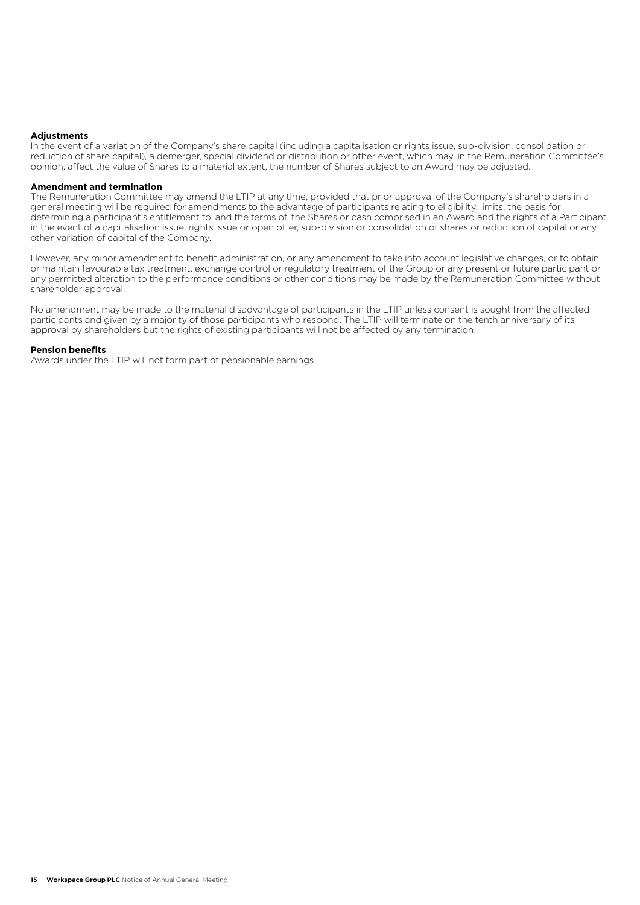**Adjustments**

In the event of a variation of the Company's share capital (including a capitalisation or rights issue, sub-division, consolidation or reduction of share capital), a demerger, special dividend or distribution or other event, which may, in the Remuneration Committee's opinion, affect the value of Shares to a material extent, the number of Shares subject to an Award may be adjusted.

**Amendment and termination**

The Remuneration Committee may amend the LTIP at any time, provided that prior approval of the Company's shareholders in a general meeting will be required for amendments to the advantage of participants relating to eligibility, limits, the basis for determining a participant's entitlement to, and the terms of, the Shares or cash comprised in an Award and the rights of a Participant in the event of a capitalisation issue, rights issue or open offer, sub-division or consolidation of shares or reduction of capital or any other variation of capital of the Company.

However, any minor amendment to benefit administration, or any amendment to take into account legislative changes, or to obtain or maintain favourable tax treatment, exchange control or regulatory treatment of the Group or any present or future participant or any permitted alteration to the performance conditions or other conditions may be made by the Remuneration Committee without shareholder approval.

No amendment may be made to the material disadvantage of participants in the LTIP unless consent is sought from the affected participants and given by a majority of those participants who respond. The LTIP will terminate on the tenth anniversary of its approval by shareholders but the rights of existing participants will not be affected by any termination.

**Pension benefits**

Awards under the LTIP will not form part of pensionable earnings.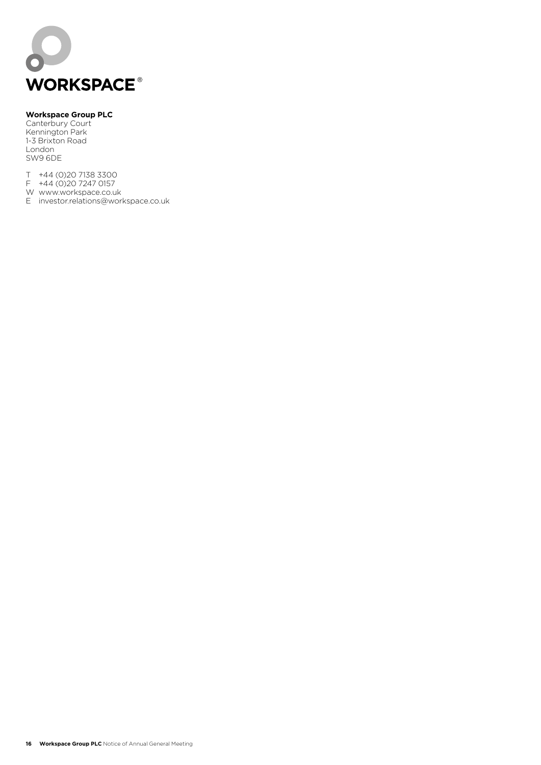**WORKSPACE®**

**Workspace Group PLC**
Canterbury Court
Kennington Park
1-3 Brixton Road
London
SW9 6DE

T +44 (0)20 7138 3300
F +44 (0)20 7247 0157
W www.workspace.co.uk
E investor.relations@workspace.co.uk